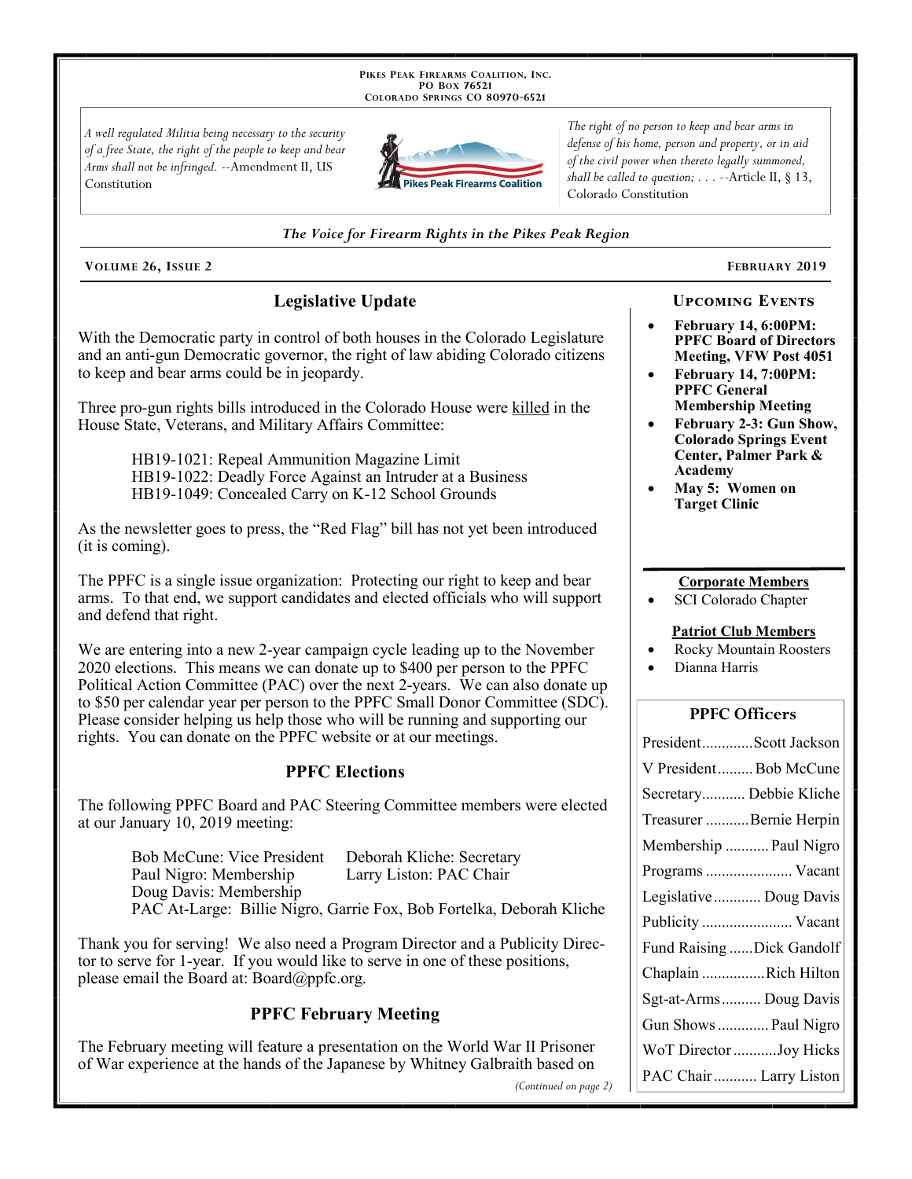**PIKES PEAK FIREARMS COALITION, INC.**
**PO BOX 76521**
**COLORADO SPRINGS CO 80970-6521**

*A well regulated Militia being necessary to the security of a free State, the right of the people to keep and bear Arms shall not be infringed.* --Amendment II, US Constitution

*The right of no person to keep and bear arms in defense of his home, person and property, or in aid of the civil power when thereto legally summoned, shall be called to question; . . .* --Article II, § 13, Colorado Constitution

*The Voice for Firearm Rights in the Pikes Peak Region*

**VOLUME 26, ISSUE 2** — **FEBRUARY 2019**

## Legislative Update

With the Democratic party in control of both houses in the Colorado Legislature and an anti-gun Democratic governor, the right of law abiding Colorado citizens to keep and bear arms could be in jeopardy.

Three pro-gun rights bills introduced in the Colorado House were killed in the House State, Veterans, and Military Affairs Committee:

> HB19-1021: Repeal Ammunition Magazine Limit
> HB19-1022: Deadly Force Against an Intruder at a Business
> HB19-1049: Concealed Carry on K-12 School Grounds

As the newsletter goes to press, the "Red Flag" bill has not yet been introduced (it is coming).

The PPFC is a single issue organization: Protecting our right to keep and bear arms. To that end, we support candidates and elected officials who will support and defend that right.

We are entering into a new 2-year campaign cycle leading up to the November 2020 elections. This means we can donate up to $400 per person to the PPFC Political Action Committee (PAC) over the next 2-years. We can also donate up to $50 per calendar year per person to the PPFC Small Donor Committee (SDC). Please consider helping us help those who will be running and supporting our rights. You can donate on the PPFC website or at our meetings.

## PPFC Elections

The following PPFC Board and PAC Steering Committee members were elected at our January 10, 2019 meeting:

> Bob McCune: Vice President
> Deborah Kliche: Secretary
> Paul Nigro: Membership
> Larry Liston: PAC Chair
> Doug Davis: Membership
> PAC At-Large: Billie Nigro, Garrie Fox, Bob Fortelka, Deborah Kliche

Thank you for serving! We also need a Program Director and a Publicity Director to serve for 1-year. If you would like to serve in one of these positions, please email the Board at: Board@ppfc.org.

## PPFC February Meeting

The February meeting will feature a presentation on the World War II Prisoner of War experience at the hands of the Japanese by Whitney Galbraith based on

*(Continued on page 2)*

## UPCOMING EVENTS

- **February 14, 6:00PM: PPFC Board of Directors Meeting, VFW Post 4051**
- **February 14, 7:00PM: PPFC General Membership Meeting**
- **February 2-3: Gun Show, Colorado Springs Event Center, Palmer Park & Academy**
- **May 5: Women on Target Clinic**

**Corporate Members**

- SCI Colorado Chapter

**Patriot Club Members**

- Rocky Mountain Roosters
- Dianna Harris

## PPFC Officers

| Position | Name |
|---|---|
| President | Scott Jackson |
| V President | Bob McCune |
| Secretary | Debbie Kliche |
| Treasurer | Bernie Herpin |
| Membership | Paul Nigro |
| Programs | Vacant |
| Legislative | Doug Davis |
| Publicity | Vacant |
| Fund Raising | Dick Gandolf |
| Chaplain | Rich Hilton |
| Sgt-at-Arms | Doug Davis |
| Gun Shows | Paul Nigro |
| WoT Director | Joy Hicks |
| PAC Chair | Larry Liston |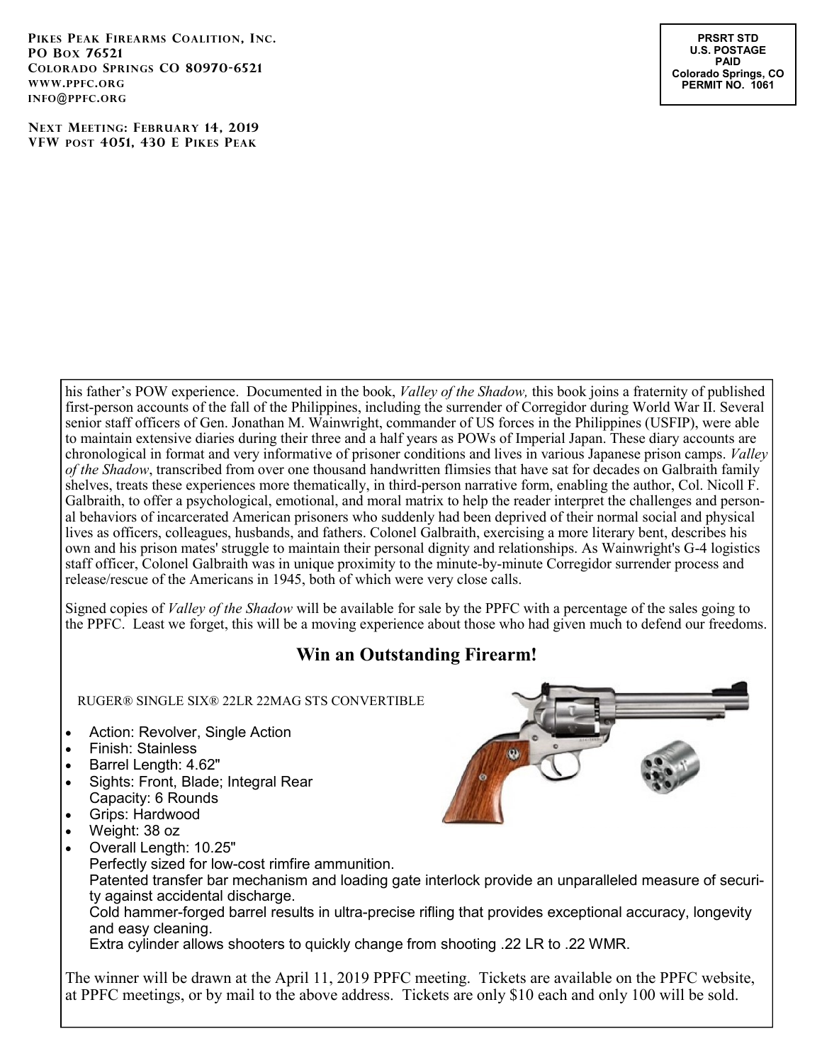PIKES PEAK FIREARMS COALITION, INC.
PO BOX 76521
COLORADO SPRINGS CO 80970-6521
WWW.PPFC.ORG
INFO@PPFC.ORG

PRSRT STD
U.S. POSTAGE
PAID
Colorado Springs, CO
PERMIT NO. 1061

NEXT MEETING: FEBRUARY 14, 2019
VFW POST 4051, 430 E PIKES PEAK

his father's POW experience. Documented in the book, *Valley of the Shadow,* this book joins a fraternity of published first-person accounts of the fall of the Philippines, including the surrender of Corregidor during World War II. Several senior staff officers of Gen. Jonathan M. Wainwright, commander of US forces in the Philippines (USFIP), were able to maintain extensive diaries during their three and a half years as POWs of Imperial Japan. These diary accounts are chronological in format and very informative of prisoner conditions and lives in various Japanese prison camps. *Valley of the Shadow*, transcribed from over one thousand handwritten flimsies that have sat for decades on Galbraith family shelves, treats these experiences more thematically, in third-person narrative form, enabling the author, Col. Nicoll F. Galbraith, to offer a psychological, emotional, and moral matrix to help the reader interpret the challenges and personal behaviors of incarcerated American prisoners who suddenly had been deprived of their normal social and physical lives as officers, colleagues, husbands, and fathers. Colonel Galbraith, exercising a more literary bent, describes his own and his prison mates' struggle to maintain their personal dignity and relationships. As Wainwright's G-4 logistics staff officer, Colonel Galbraith was in unique proximity to the minute-by-minute Corregidor surrender process and release/rescue of the Americans in 1945, both of which were very close calls.

Signed copies of *Valley of the Shadow* will be available for sale by the PPFC with a percentage of the sales going to the PPFC. Least we forget, this will be a moving experience about those who had given much to defend our freedoms.

## Win an Outstanding Firearm!

RUGER® SINGLE SIX® 22LR 22MAG STS CONVERTIBLE

- Action: Revolver, Single Action
- Finish: Stainless
- Barrel Length: 4.62"
- Sights: Front, Blade; Integral Rear
  Capacity: 6 Rounds
- Grips: Hardwood
- Weight: 38 oz
- Overall Length: 10.25"
  Perfectly sized for low-cost rimfire ammunition.
  Patented transfer bar mechanism and loading gate interlock provide an unparalleled measure of security against accidental discharge.
  Cold hammer-forged barrel results in ultra-precise rifling that provides exceptional accuracy, longevity and easy cleaning.
  Extra cylinder allows shooters to quickly change from shooting .22 LR to .22 WMR.

The winner will be drawn at the April 11, 2019 PPFC meeting. Tickets are available on the PPFC website, at PPFC meetings, or by mail to the above address. Tickets are only $10 each and only 100 will be sold.